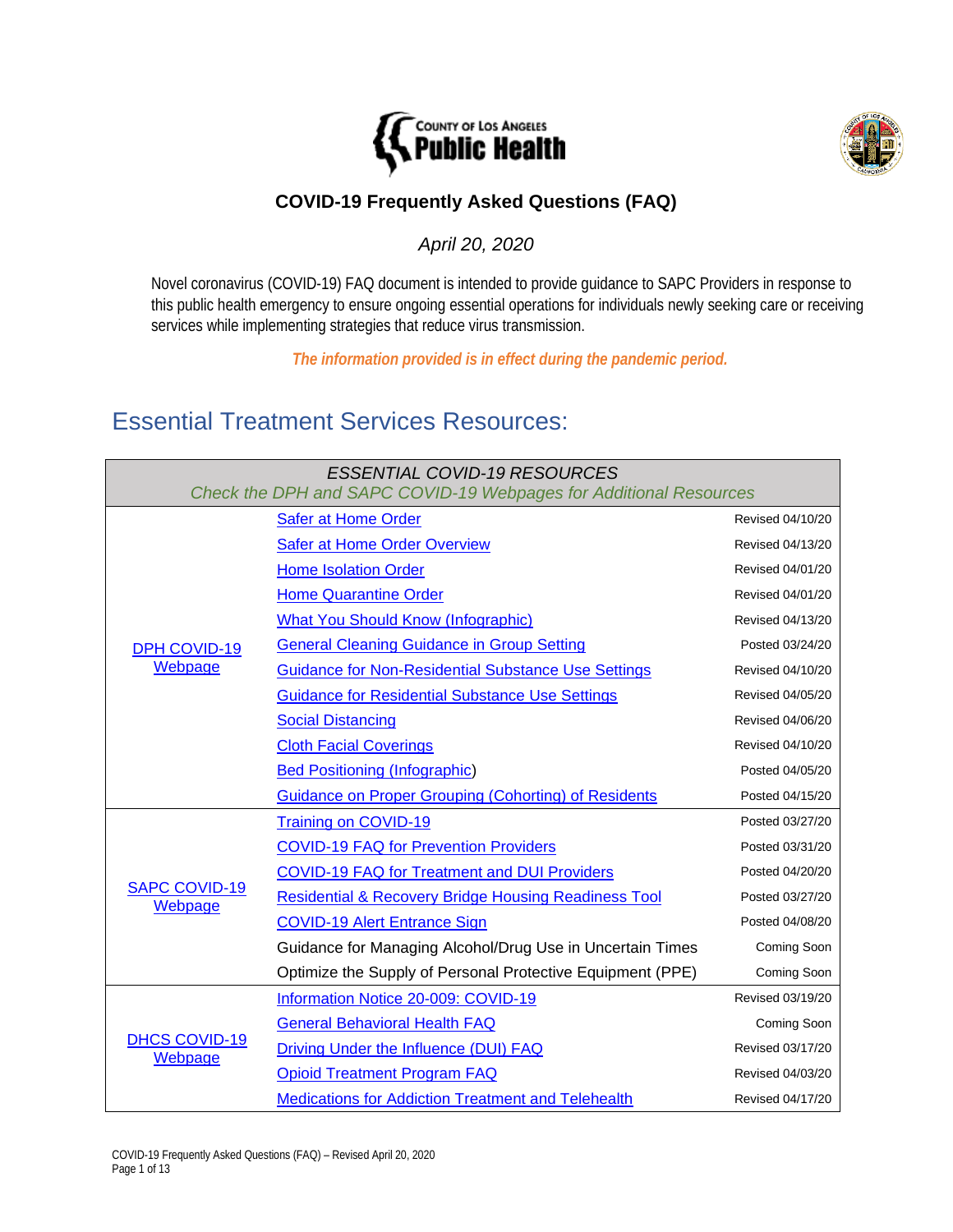# COVID-19 Frequently Asked Questions (FAQ)

*April 20, 2020*

Novel coronavirus (COVID-19) FAQ document is intended to provide guidance to SAPC Providers in response to this public health emergency to ensure ongoing essential operations for individuals newly seeking care or receiving services while implementing strategies that reduce virus transmission.

***The information provided is in effect during the pandemic period.***

## Essential Treatment Services Resources:

| *ESSENTIAL COVID-19 RESOURCES* *Check the DPH and SAPC COVID-19 Webpages for Additional Resources* | | |
|---|---|---|
| DPH COVID-19 Webpage | Safer at Home Order | Revised 04/10/20 |
| | Safer at Home Order Overview | Revised 04/13/20 |
| | Home Isolation Order | Revised 04/01/20 |
| | Home Quarantine Order | Revised 04/01/20 |
| | What You Should Know (Infographic) | Revised 04/13/20 |
| | General Cleaning Guidance in Group Setting | Posted 03/24/20 |
| | Guidance for Non-Residential Substance Use Settings | Revised 04/10/20 |
| | Guidance for Residential Substance Use Settings | Revised 04/05/20 |
| | Social Distancing | Revised 04/06/20 |
| | Cloth Facial Coverings | Revised 04/10/20 |
| | Bed Positioning (Infographic) | Posted 04/05/20 |
| | Guidance on Proper Grouping (Cohorting) of Residents | Posted 04/15/20 |
| SAPC COVID-19 Webpage | Training on COVID-19 | Posted 03/27/20 |
| | COVID-19 FAQ for Prevention Providers | Posted 03/31/20 |
| | COVID-19 FAQ for Treatment and DUI Providers | Posted 04/20/20 |
| | Residential & Recovery Bridge Housing Readiness Tool | Posted 03/27/20 |
| | COVID-19 Alert Entrance Sign | Posted 04/08/20 |
| | Guidance for Managing Alcohol/Drug Use in Uncertain Times | Coming Soon |
| | Optimize the Supply of Personal Protective Equipment (PPE) | Coming Soon |
| DHCS COVID-19 Webpage | Information Notice 20-009: COVID-19 | Revised 03/19/20 |
| | General Behavioral Health FAQ | Coming Soon |
| | Driving Under the Influence (DUI) FAQ | Revised 03/17/20 |
| | Opioid Treatment Program FAQ | Revised 04/03/20 |
| | Medications for Addiction Treatment and Telehealth | Revised 04/17/20 |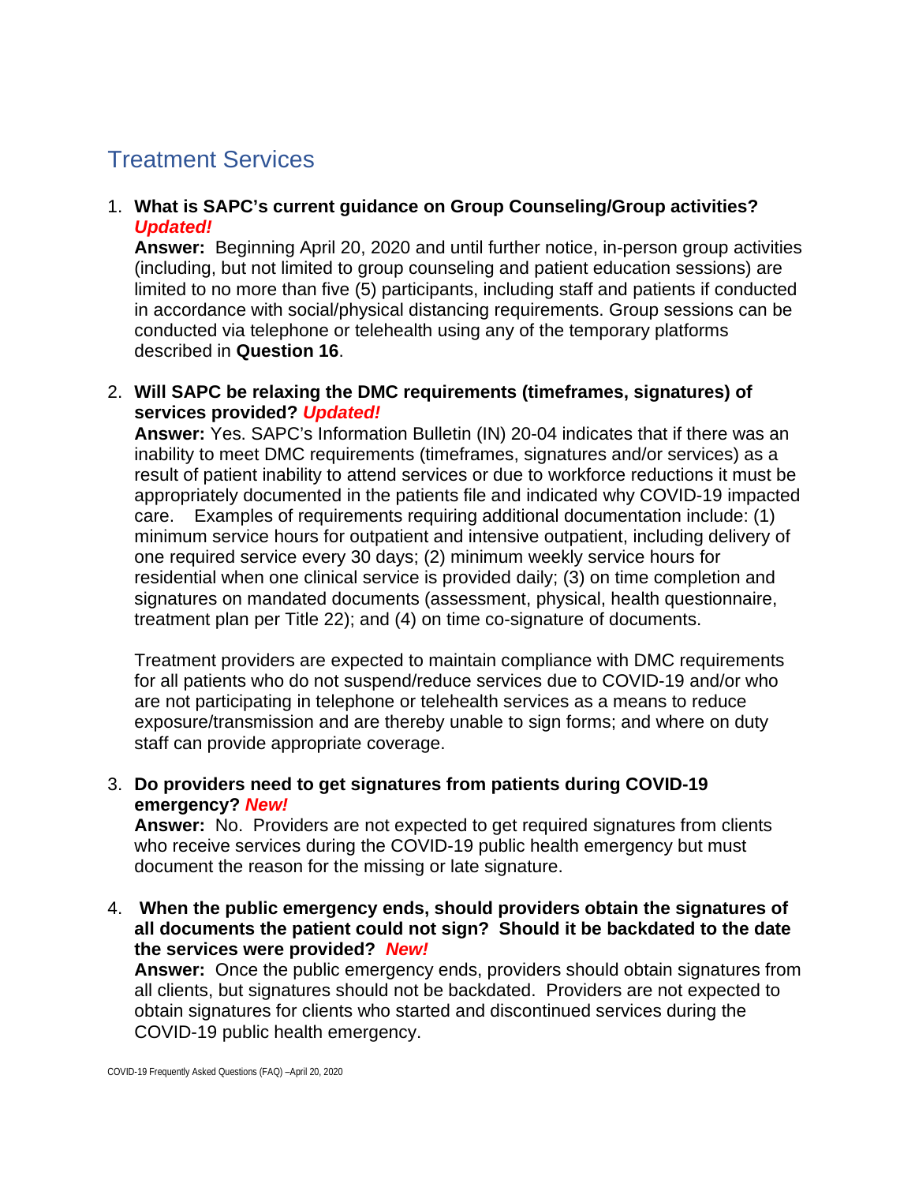## Treatment Services

1. **What is SAPC's current guidance on Group Counseling/Group activities?** ***Updated!***
   **Answer:** Beginning April 20, 2020 and until further notice, in-person group activities (including, but not limited to group counseling and patient education sessions) are limited to no more than five (5) participants, including staff and patients if conducted in accordance with social/physical distancing requirements. Group sessions can be conducted via telephone or telehealth using any of the temporary platforms described in **Question 16**.

2. **Will SAPC be relaxing the DMC requirements (timeframes, signatures) of services provided?** ***Updated!***
   **Answer:** Yes. SAPC's Information Bulletin (IN) 20-04 indicates that if there was an inability to meet DMC requirements (timeframes, signatures and/or services) as a result of patient inability to attend services or due to workforce reductions it must be appropriately documented in the patients file and indicated why COVID-19 impacted care. Examples of requirements requiring additional documentation include: (1) minimum service hours for outpatient and intensive outpatient, including delivery of one required service every 30 days; (2) minimum weekly service hours for residential when one clinical service is provided daily; (3) on time completion and signatures on mandated documents (assessment, physical, health questionnaire, treatment plan per Title 22); and (4) on time co-signature of documents.

   Treatment providers are expected to maintain compliance with DMC requirements for all patients who do not suspend/reduce services due to COVID-19 and/or who are not participating in telephone or telehealth services as a means to reduce exposure/transmission and are thereby unable to sign forms; and where on duty staff can provide appropriate coverage.

3. **Do providers need to get signatures from patients during COVID-19 emergency?** ***New!***
   **Answer:** No. Providers are not expected to get required signatures from clients who receive services during the COVID-19 public health emergency but must document the reason for the missing or late signature.

4. **When the public emergency ends, should providers obtain the signatures of all documents the patient could not sign? Should it be backdated to the date the services were provided?** ***New!***
   **Answer:** Once the public emergency ends, providers should obtain signatures from all clients, but signatures should not be backdated. Providers are not expected to obtain signatures for clients who started and discontinued services during the COVID-19 public health emergency.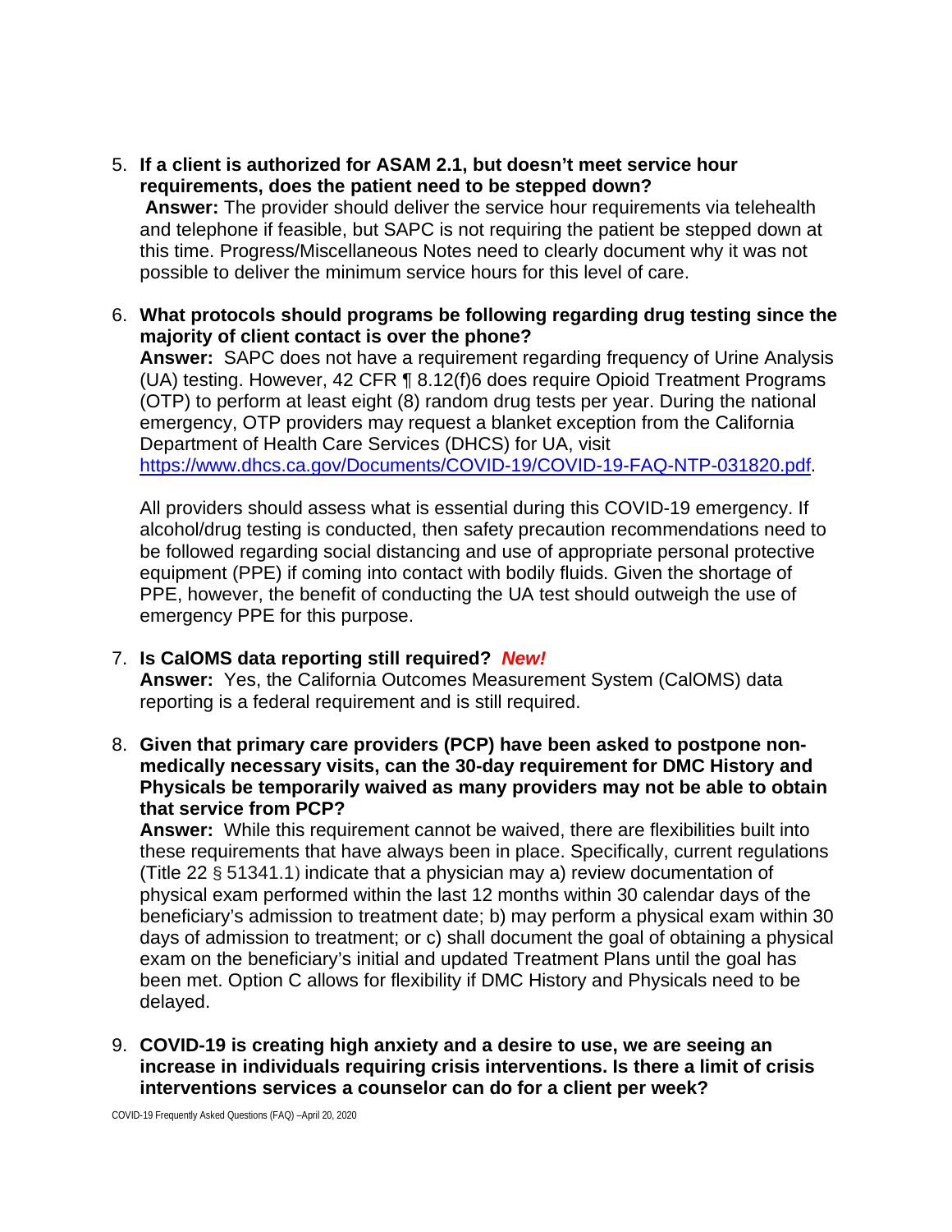5. **If a client is authorized for ASAM 2.1, but doesn't meet service hour requirements, does the patient need to be stepped down?**
   **Answer:** The provider should deliver the service hour requirements via telehealth and telephone if feasible, but SAPC is not requiring the patient be stepped down at this time. Progress/Miscellaneous Notes need to clearly document why it was not possible to deliver the minimum service hours for this level of care.

6. **What protocols should programs be following regarding drug testing since the majority of client contact is over the phone?**
   **Answer:** SAPC does not have a requirement regarding frequency of Urine Analysis (UA) testing. However, 42 CFR ¶ 8.12(f)6 does require Opioid Treatment Programs (OTP) to perform at least eight (8) random drug tests per year. During the national emergency, OTP providers may request a blanket exception from the California Department of Health Care Services (DHCS) for UA, visit [https://www.dhcs.ca.gov/Documents/COVID-19/COVID-19-FAQ-NTP-031820.pdf](https://www.dhcs.ca.gov/Documents/COVID-19/COVID-19-FAQ-NTP-031820.pdf).

   All providers should assess what is essential during this COVID-19 emergency. If alcohol/drug testing is conducted, then safety precaution recommendations need to be followed regarding social distancing and use of appropriate personal protective equipment (PPE) if coming into contact with bodily fluids. Given the shortage of PPE, however, the benefit of conducting the UA test should outweigh the use of emergency PPE for this purpose.

7. **Is CalOMS data reporting still required?** ***New!***
   **Answer:** Yes, the California Outcomes Measurement System (CalOMS) data reporting is a federal requirement and is still required.

8. **Given that primary care providers (PCP) have been asked to postpone non-medically necessary visits, can the 30-day requirement for DMC History and Physicals be temporarily waived as many providers may not be able to obtain that service from PCP?**
   **Answer:** While this requirement cannot be waived, there are flexibilities built into these requirements that have always been in place. Specifically, current regulations (Title 22 § 51341.1) indicate that a physician may a) review documentation of physical exam performed within the last 12 months within 30 calendar days of the beneficiary's admission to treatment date; b) may perform a physical exam within 30 days of admission to treatment; or c) shall document the goal of obtaining a physical exam on the beneficiary's initial and updated Treatment Plans until the goal has been met. Option C allows for flexibility if DMC History and Physicals need to be delayed.

9. **COVID-19 is creating high anxiety and a desire to use, we are seeing an increase in individuals requiring crisis interventions. Is there a limit of crisis interventions services a counselor can do for a client per week?**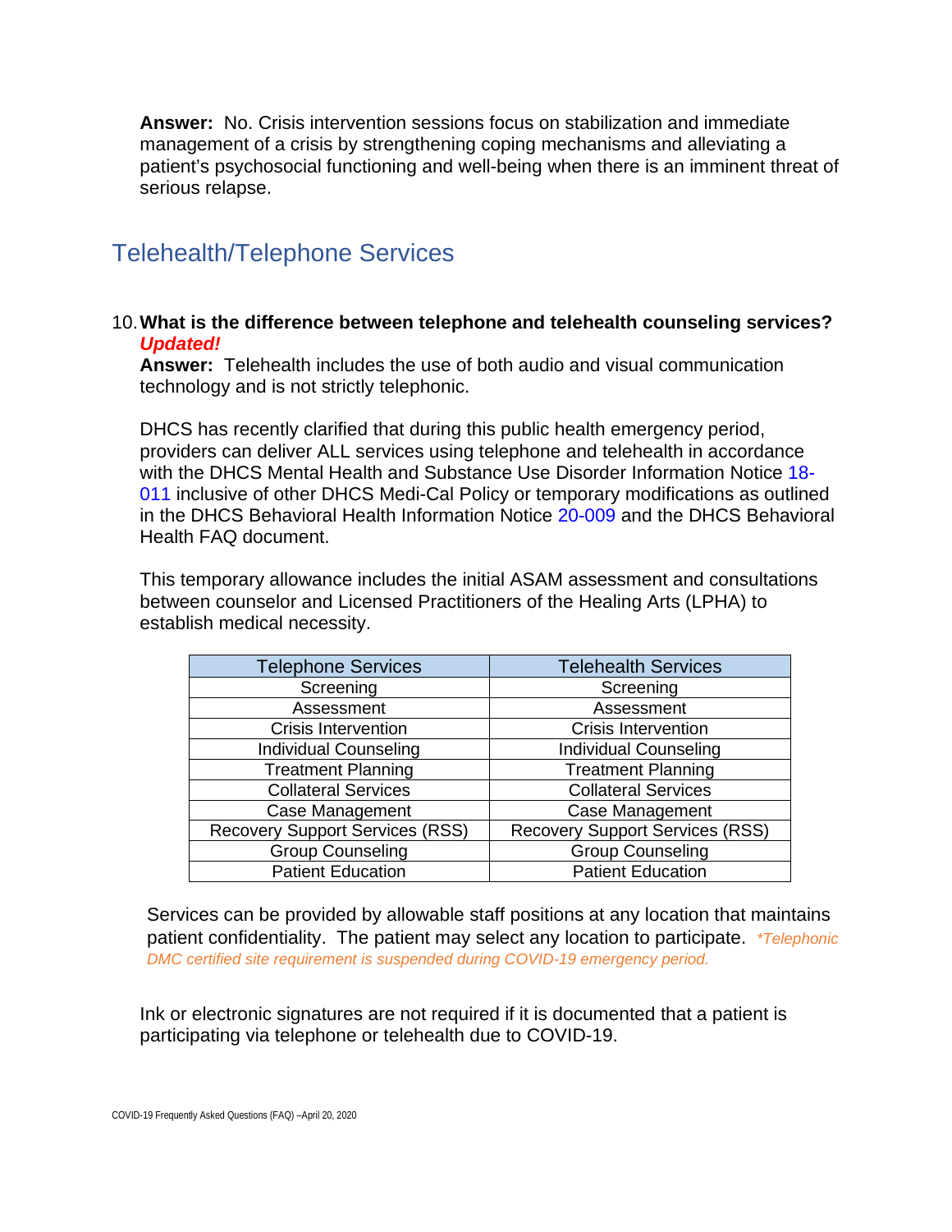**Answer:** No. Crisis intervention sessions focus on stabilization and immediate management of a crisis by strengthening coping mechanisms and alleviating a patient's psychosocial functioning and well-being when there is an imminent threat of serious relapse.

## Telehealth/Telephone Services

10. **What is the difference between telephone and telehealth counseling services?** ***Updated!***

**Answer:** Telehealth includes the use of both audio and visual communication technology and is not strictly telephonic.

DHCS has recently clarified that during this public health emergency period, providers can deliver ALL services using telephone and telehealth in accordance with the DHCS Mental Health and Substance Use Disorder Information Notice 18-011 inclusive of other DHCS Medi-Cal Policy or temporary modifications as outlined in the DHCS Behavioral Health Information Notice 20-009 and the DHCS Behavioral Health FAQ document.

This temporary allowance includes the initial ASAM assessment and consultations between counselor and Licensed Practitioners of the Healing Arts (LPHA) to establish medical necessity.

| Telephone Services | Telehealth Services |
|---|---|
| Screening | Screening |
| Assessment | Assessment |
| Crisis Intervention | Crisis Intervention |
| Individual Counseling | Individual Counseling |
| Treatment Planning | Treatment Planning |
| Collateral Services | Collateral Services |
| Case Management | Case Management |
| Recovery Support Services (RSS) | Recovery Support Services (RSS) |
| Group Counseling | Group Counseling |
| Patient Education | Patient Education |

Services can be provided by allowable staff positions at any location that maintains patient confidentiality. The patient may select any location to participate. *\*Telephonic DMC certified site requirement is suspended during COVID-19 emergency period.*

Ink or electronic signatures are not required if it is documented that a patient is participating via telephone or telehealth due to COVID-19.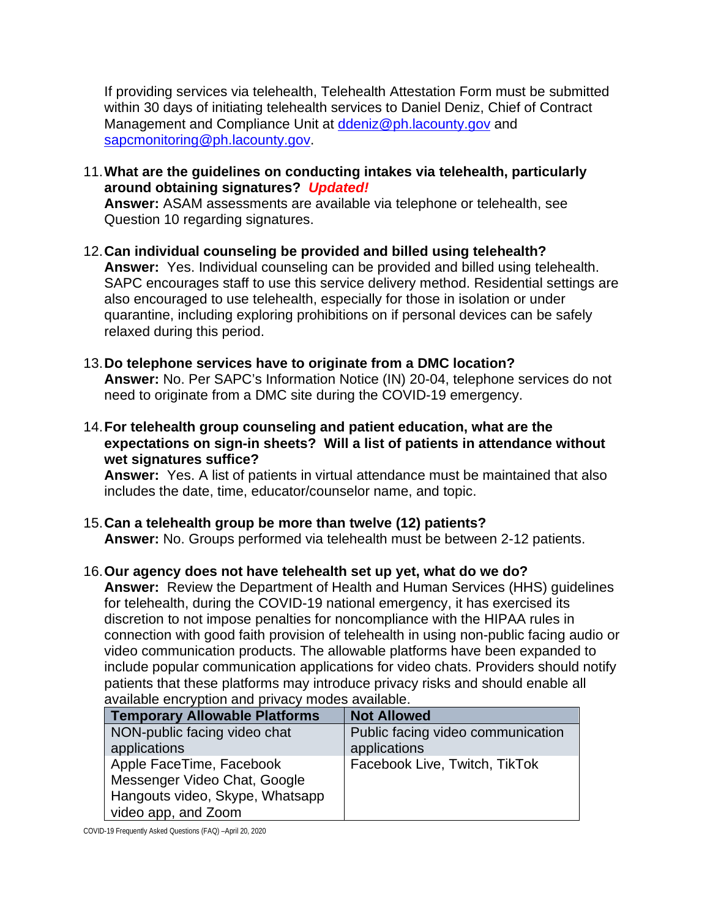If providing services via telehealth, Telehealth Attestation Form must be submitted within 30 days of initiating telehealth services to Daniel Deniz, Chief of Contract Management and Compliance Unit at ddeniz@ph.lacounty.gov and sapcmonitoring@ph.lacounty.gov.

11. **What are the guidelines on conducting intakes via telehealth, particularly around obtaining signatures?** ***Updated!***
    **Answer:** ASAM assessments are available via telephone or telehealth, see Question 10 regarding signatures.

12. **Can individual counseling be provided and billed using telehealth?**
    **Answer:** Yes. Individual counseling can be provided and billed using telehealth. SAPC encourages staff to use this service delivery method. Residential settings are also encouraged to use telehealth, especially for those in isolation or under quarantine, including exploring prohibitions on if personal devices can be safely relaxed during this period.

13. **Do telephone services have to originate from a DMC location?**
    **Answer:** No. Per SAPC's Information Notice (IN) 20-04, telephone services do not need to originate from a DMC site during the COVID-19 emergency.

14. **For telehealth group counseling and patient education, what are the expectations on sign-in sheets? Will a list of patients in attendance without wet signatures suffice?**
    **Answer:** Yes. A list of patients in virtual attendance must be maintained that also includes the date, time, educator/counselor name, and topic.

15. **Can a telehealth group be more than twelve (12) patients?**
    **Answer:** No. Groups performed via telehealth must be between 2-12 patients.

16. **Our agency does not have telehealth set up yet, what do we do?**
    **Answer:** Review the Department of Health and Human Services (HHS) guidelines for telehealth, during the COVID-19 national emergency, it has exercised its discretion to not impose penalties for noncompliance with the HIPAA rules in connection with good faith provision of telehealth in using non-public facing audio or video communication products. The allowable platforms have been expanded to include popular communication applications for video chats. Providers should notify patients that these platforms may introduce privacy risks and should enable all available encryption and privacy modes available.

| Temporary Allowable Platforms | Not Allowed |
|---|---|
| NON-public facing video chat applications | Public facing video communication applications |
| Apple FaceTime, Facebook Messenger Video Chat, Google Hangouts video, Skype, Whatsapp video app, and Zoom | Facebook Live, Twitch, TikTok |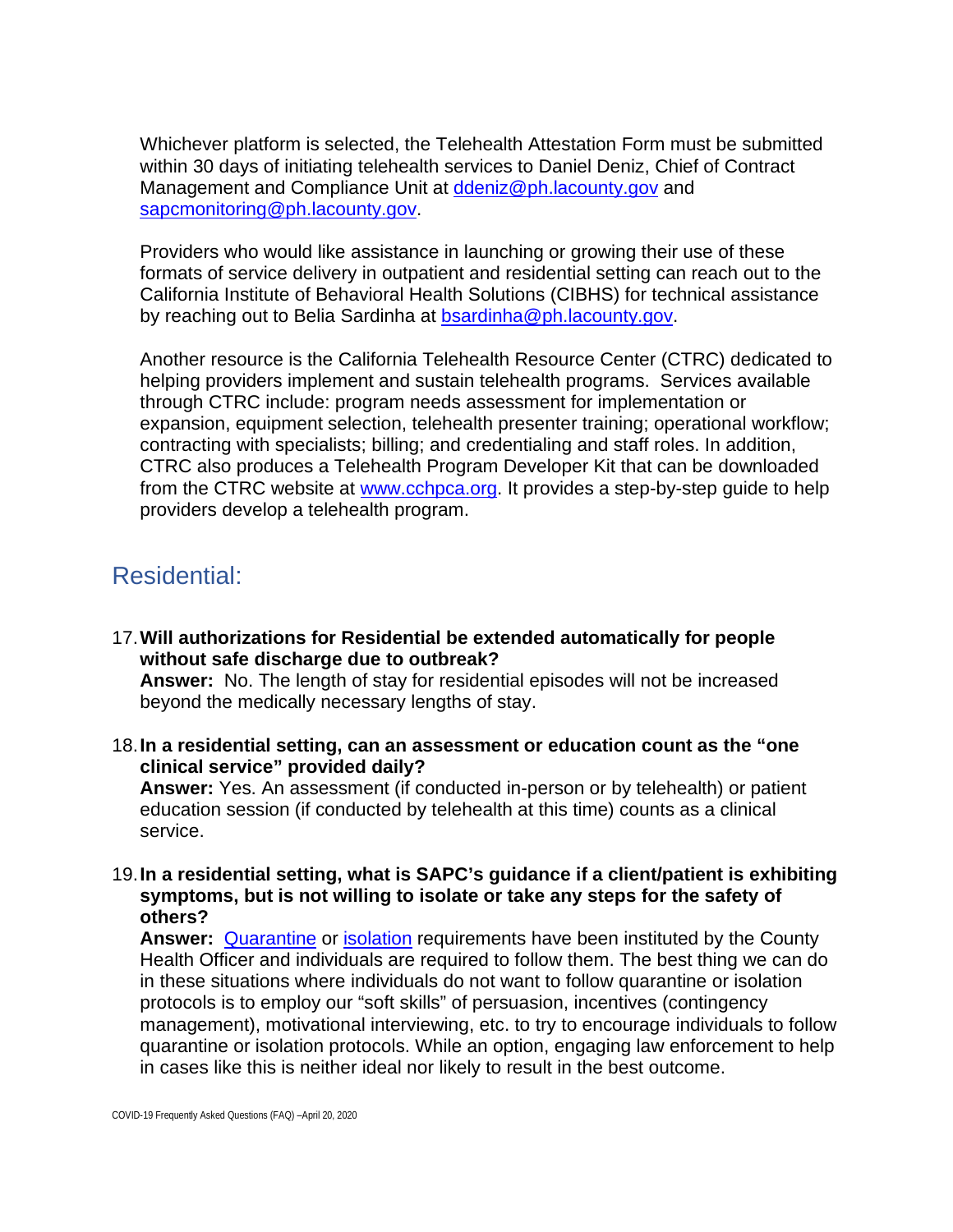Whichever platform is selected, the Telehealth Attestation Form must be submitted within 30 days of initiating telehealth services to Daniel Deniz, Chief of Contract Management and Compliance Unit at [ddeniz@ph.lacounty.gov](mailto:ddeniz@ph.lacounty.gov) and [sapcmonitoring@ph.lacounty.gov](mailto:sapcmonitoring@ph.lacounty.gov).

Providers who would like assistance in launching or growing their use of these formats of service delivery in outpatient and residential setting can reach out to the California Institute of Behavioral Health Solutions (CIBHS) for technical assistance by reaching out to Belia Sardinha at [bsardinha@ph.lacounty.gov](mailto:bsardinha@ph.lacounty.gov).

Another resource is the California Telehealth Resource Center (CTRC) dedicated to helping providers implement and sustain telehealth programs. Services available through CTRC include: program needs assessment for implementation or expansion, equipment selection, telehealth presenter training; operational workflow; contracting with specialists; billing; and credentialing and staff roles. In addition, CTRC also produces a Telehealth Program Developer Kit that can be downloaded from the CTRC website at [www.cchpca.org](http://www.cchpca.org). It provides a step-by-step guide to help providers develop a telehealth program.

## Residential:

17. **Will authorizations for Residential be extended automatically for people without safe discharge due to outbreak?**
    **Answer:** No. The length of stay for residential episodes will not be increased beyond the medically necessary lengths of stay.

18. **In a residential setting, can an assessment or education count as the "one clinical service" provided daily?**
    **Answer:** Yes. An assessment (if conducted in-person or by telehealth) or patient education session (if conducted by telehealth at this time) counts as a clinical service.

19. **In a residential setting, what is SAPC's guidance if a client/patient is exhibiting symptoms, but is not willing to isolate or take any steps for the safety of others?**
    **Answer:** Quarantine or isolation requirements have been instituted by the County Health Officer and individuals are required to follow them. The best thing we can do in these situations where individuals do not want to follow quarantine or isolation protocols is to employ our "soft skills" of persuasion, incentives (contingency management), motivational interviewing, etc. to try to encourage individuals to follow quarantine or isolation protocols. While an option, engaging law enforcement to help in cases like this is neither ideal nor likely to result in the best outcome.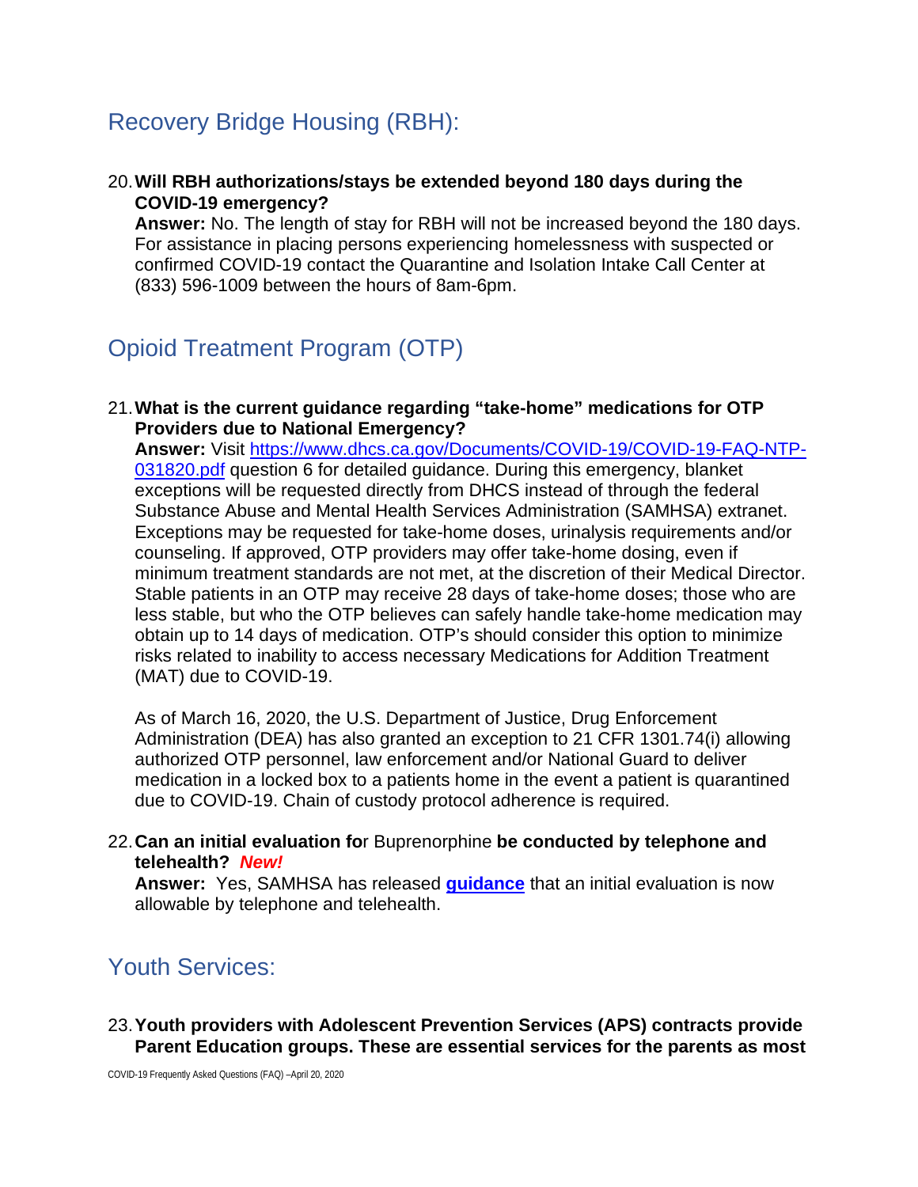## Recovery Bridge Housing (RBH):

20. **Will RBH authorizations/stays be extended beyond 180 days during the COVID-19 emergency?**
    **Answer:** No. The length of stay for RBH will not be increased beyond the 180 days. For assistance in placing persons experiencing homelessness with suspected or confirmed COVID-19 contact the Quarantine and Isolation Intake Call Center at (833) 596-1009 between the hours of 8am-6pm.

## Opioid Treatment Program (OTP)

21. **What is the current guidance regarding "take-home" medications for OTP Providers due to National Emergency?**
    **Answer:** Visit https://www.dhcs.ca.gov/Documents/COVID-19/COVID-19-FAQ-NTP-031820.pdf question 6 for detailed guidance. During this emergency, blanket exceptions will be requested directly from DHCS instead of through the federal Substance Abuse and Mental Health Services Administration (SAMHSA) extranet. Exceptions may be requested for take-home doses, urinalysis requirements and/or counseling. If approved, OTP providers may offer take-home dosing, even if minimum treatment standards are not met, at the discretion of their Medical Director. Stable patients in an OTP may receive 28 days of take-home doses; those who are less stable, but who the OTP believes can safely handle take-home medication may obtain up to 14 days of medication. OTP's should consider this option to minimize risks related to inability to access necessary Medications for Addition Treatment (MAT) due to COVID-19.

    As of March 16, 2020, the U.S. Department of Justice, Drug Enforcement Administration (DEA) has also granted an exception to 21 CFR 1301.74(i) allowing authorized OTP personnel, law enforcement and/or National Guard to deliver medication in a locked box to a patients home in the event a patient is quarantined due to COVID-19. Chain of custody protocol adherence is required.

22. **Can an initial evaluation for** Buprenorphine **be conducted by telephone and telehealth?** ***New!***
    **Answer:** Yes, SAMHSA has released **guidance** that an initial evaluation is now allowable by telephone and telehealth.

## Youth Services:

23. **Youth providers with Adolescent Prevention Services (APS) contracts provide Parent Education groups. These are essential services for the parents as most**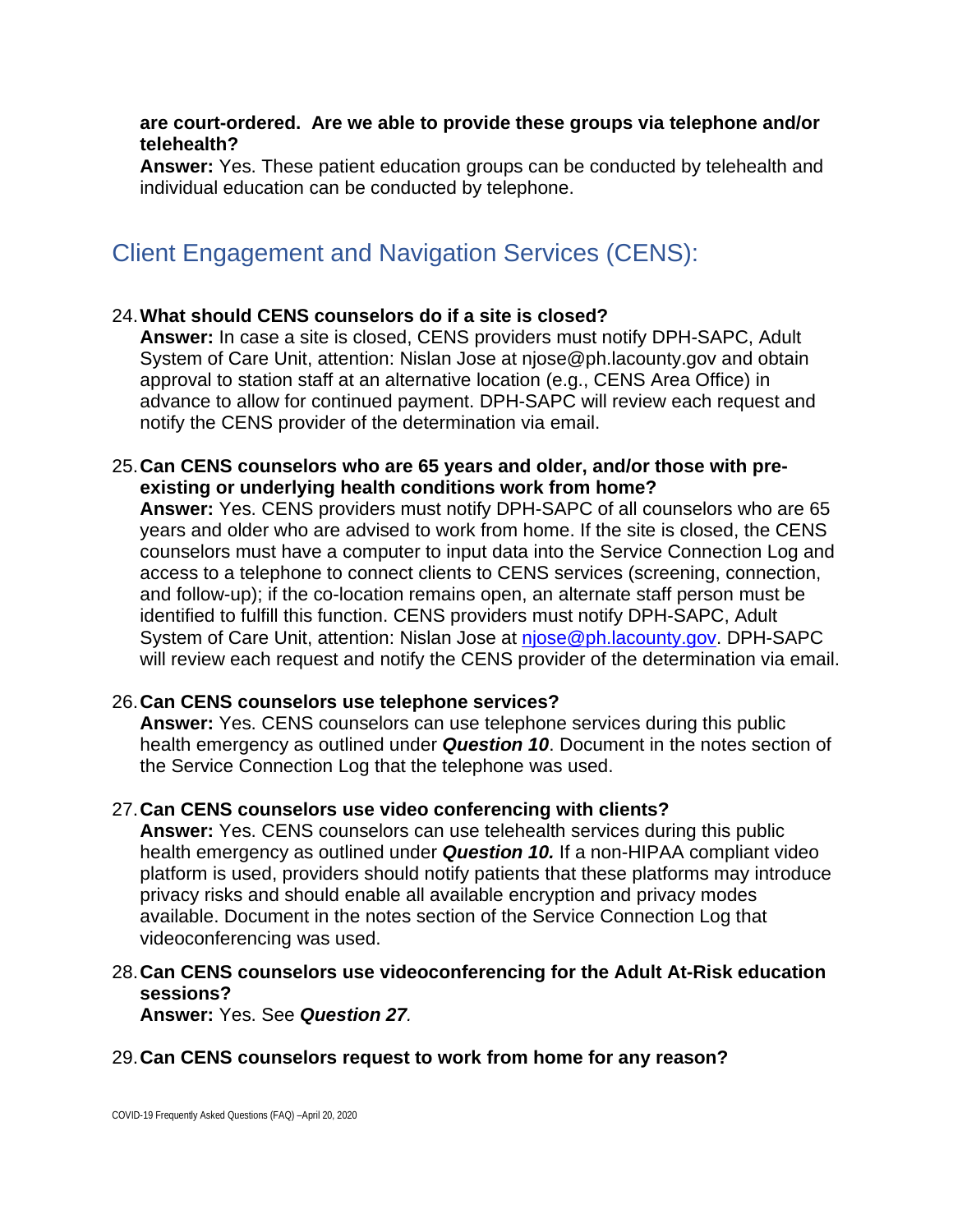**are court-ordered. Are we able to provide these groups via telephone and/or telehealth?**
**Answer:** Yes. These patient education groups can be conducted by telehealth and individual education can be conducted by telephone.

## Client Engagement and Navigation Services (CENS):

24. **What should CENS counselors do if a site is closed?**
**Answer:** In case a site is closed, CENS providers must notify DPH-SAPC, Adult System of Care Unit, attention: Nislan Jose at njose@ph.lacounty.gov and obtain approval to station staff at an alternative location (e.g., CENS Area Office) in advance to allow for continued payment. DPH-SAPC will review each request and notify the CENS provider of the determination via email.

25. **Can CENS counselors who are 65 years and older, and/or those with pre-existing or underlying health conditions work from home?**
**Answer:** Yes. CENS providers must notify DPH-SAPC of all counselors who are 65 years and older who are advised to work from home. If the site is closed, the CENS counselors must have a computer to input data into the Service Connection Log and access to a telephone to connect clients to CENS services (screening, connection, and follow-up); if the co-location remains open, an alternate staff person must be identified to fulfill this function. CENS providers must notify DPH-SAPC, Adult System of Care Unit, attention: Nislan Jose at [njose@ph.lacounty.gov](mailto:njose@ph.lacounty.gov). DPH-SAPC will review each request and notify the CENS provider of the determination via email.

26. **Can CENS counselors use telephone services?**
**Answer:** Yes. CENS counselors can use telephone services during this public health emergency as outlined under ***Question 10***. Document in the notes section of the Service Connection Log that the telephone was used.

27. **Can CENS counselors use video conferencing with clients?**
**Answer:** Yes. CENS counselors can use telehealth services during this public health emergency as outlined under ***Question 10.*** If a non-HIPAA compliant video platform is used, providers should notify patients that these platforms may introduce privacy risks and should enable all available encryption and privacy modes available. Document in the notes section of the Service Connection Log that videoconferencing was used.

28. **Can CENS counselors use videoconferencing for the Adult At-Risk education sessions?**
**Answer:** Yes. See ***Question 27.***

29. **Can CENS counselors request to work from home for any reason?**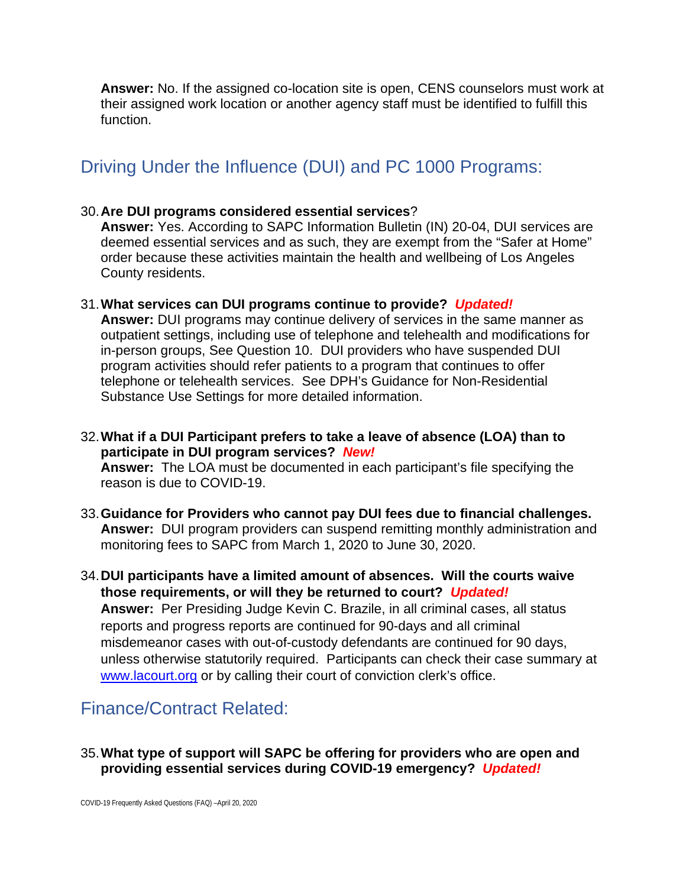**Answer:** No. If the assigned co-location site is open, CENS counselors must work at their assigned work location or another agency staff must be identified to fulfill this function.

## Driving Under the Influence (DUI) and PC 1000 Programs:

30. **Are DUI programs considered essential services**?
    **Answer:** Yes. According to SAPC Information Bulletin (IN) 20-04, DUI services are deemed essential services and as such, they are exempt from the "Safer at Home" order because these activities maintain the health and wellbeing of Los Angeles County residents.

31. **What services can DUI programs continue to provide?** ***Updated!***
    **Answer:** DUI programs may continue delivery of services in the same manner as outpatient settings, including use of telephone and telehealth and modifications for in-person groups, See Question 10. DUI providers who have suspended DUI program activities should refer patients to a program that continues to offer telephone or telehealth services. See DPH's Guidance for Non-Residential Substance Use Settings for more detailed information.

32. **What if a DUI Participant prefers to take a leave of absence (LOA) than to participate in DUI program services?** ***New!***
    **Answer:** The LOA must be documented in each participant's file specifying the reason is due to COVID-19.

33. **Guidance for Providers who cannot pay DUI fees due to financial challenges.**
    **Answer:** DUI program providers can suspend remitting monthly administration and monitoring fees to SAPC from March 1, 2020 to June 30, 2020.

34. **DUI participants have a limited amount of absences. Will the courts waive those requirements, or will they be returned to court?** ***Updated!***
    **Answer:** Per Presiding Judge Kevin C. Brazile, in all criminal cases, all status reports and progress reports are continued for 90-days and all criminal misdemeanor cases with out-of-custody defendants are continued for 90 days, unless otherwise statutorily required. Participants can check their case summary at [www.lacourt.org](http://www.lacourt.org) or by calling their court of conviction clerk's office.

## Finance/Contract Related:

35. **What type of support will SAPC be offering for providers who are open and providing essential services during COVID-19 emergency?** ***Updated!***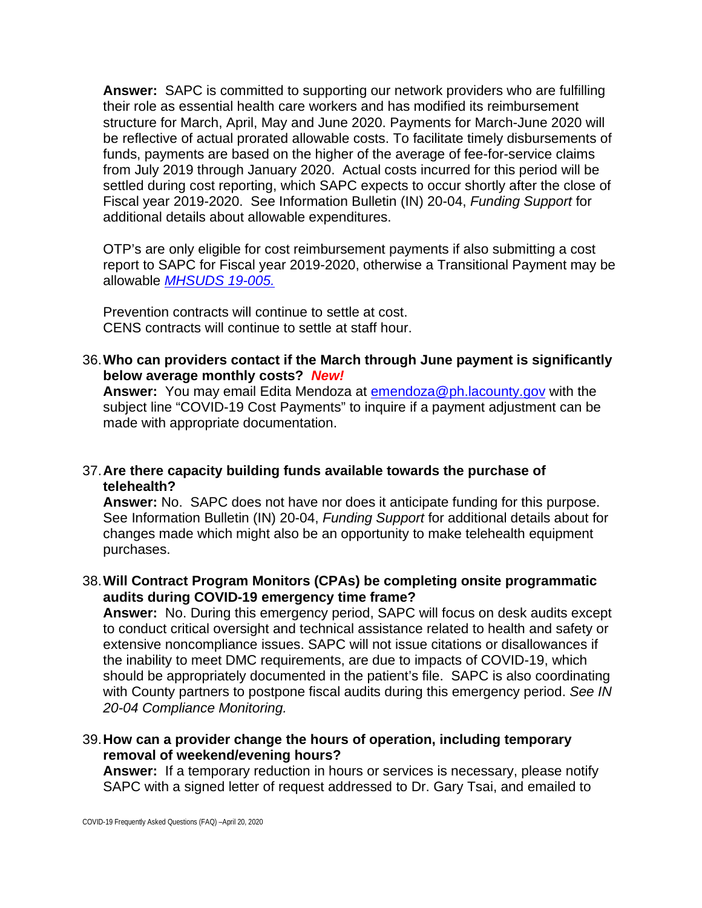**Answer:** SAPC is committed to supporting our network providers who are fulfilling their role as essential health care workers and has modified its reimbursement structure for March, April, May and June 2020. Payments for March-June 2020 will be reflective of actual prorated allowable costs. To facilitate timely disbursements of funds, payments are based on the higher of the average of fee-for-service claims from July 2019 through January 2020. Actual costs incurred for this period will be settled during cost reporting, which SAPC expects to occur shortly after the close of Fiscal year 2019-2020. See Information Bulletin (IN) 20-04, *Funding Support* for additional details about allowable expenditures.

OTP's are only eligible for cost reimbursement payments if also submitting a cost report to SAPC for Fiscal year 2019-2020, otherwise a Transitional Payment may be allowable *MHSUDS 19-005.*

Prevention contracts will continue to settle at cost.
CENS contracts will continue to settle at staff hour.

36. **Who can providers contact if the March through June payment is significantly below average monthly costs?** ***New!***
**Answer:** You may email Edita Mendoza at emendoza@ph.lacounty.gov with the subject line "COVID-19 Cost Payments" to inquire if a payment adjustment can be made with appropriate documentation.

37. **Are there capacity building funds available towards the purchase of telehealth?**
**Answer:** No. SAPC does not have nor does it anticipate funding for this purpose. See Information Bulletin (IN) 20-04, *Funding Support* for additional details about for changes made which might also be an opportunity to make telehealth equipment purchases.

38. **Will Contract Program Monitors (CPAs) be completing onsite programmatic audits during COVID-19 emergency time frame?**
**Answer:** No. During this emergency period, SAPC will focus on desk audits except to conduct critical oversight and technical assistance related to health and safety or extensive noncompliance issues. SAPC will not issue citations or disallowances if the inability to meet DMC requirements, are due to impacts of COVID-19, which should be appropriately documented in the patient's file. SAPC is also coordinating with County partners to postpone fiscal audits during this emergency period. *See IN 20-04 Compliance Monitoring.*

39. **How can a provider change the hours of operation, including temporary removal of weekend/evening hours?**
**Answer:** If a temporary reduction in hours or services is necessary, please notify SAPC with a signed letter of request addressed to Dr. Gary Tsai, and emailed to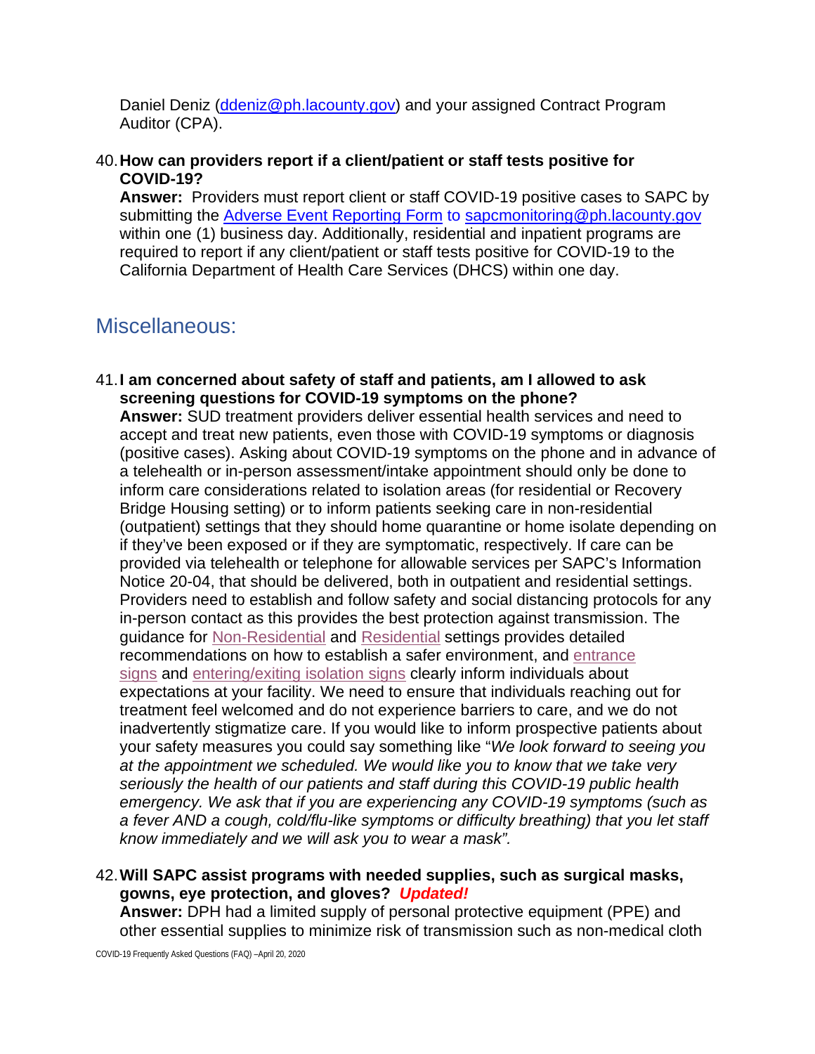Daniel Deniz (ddeniz@ph.lacounty.gov) and your assigned Contract Program Auditor (CPA).

40. **How can providers report if a client/patient or staff tests positive for COVID-19?**
**Answer:** Providers must report client or staff COVID-19 positive cases to SAPC by submitting the Adverse Event Reporting Form to sapcmonitoring@ph.lacounty.gov within one (1) business day. Additionally, residential and inpatient programs are required to report if any client/patient or staff tests positive for COVID-19 to the California Department of Health Care Services (DHCS) within one day.

## Miscellaneous:

41. **I am concerned about safety of staff and patients, am I allowed to ask screening questions for COVID-19 symptoms on the phone?**
**Answer:** SUD treatment providers deliver essential health services and need to accept and treat new patients, even those with COVID-19 symptoms or diagnosis (positive cases). Asking about COVID-19 symptoms on the phone and in advance of a telehealth or in-person assessment/intake appointment should only be done to inform care considerations related to isolation areas (for residential or Recovery Bridge Housing setting) or to inform patients seeking care in non-residential (outpatient) settings that they should home quarantine or home isolate depending on if they've been exposed or if they are symptomatic, respectively. If care can be provided via telehealth or telephone for allowable services per SAPC's Information Notice 20-04, that should be delivered, both in outpatient and residential settings. Providers need to establish and follow safety and social distancing protocols for any in-person contact as this provides the best protection against transmission. The guidance for Non-Residential and Residential settings provides detailed recommendations on how to establish a safer environment, and entrance signs and entering/exiting isolation signs clearly inform individuals about expectations at your facility. We need to ensure that individuals reaching out for treatment feel welcomed and do not experience barriers to care, and we do not inadvertently stigmatize care. If you would like to inform prospective patients about your safety measures you could say something like "*We look forward to seeing you at the appointment we scheduled. We would like you to know that we take very seriously the health of our patients and staff during this COVID-19 public health emergency. We ask that if you are experiencing any COVID-19 symptoms (such as a fever AND a cough, cold/flu-like symptoms or difficulty breathing) that you let staff know immediately and we will ask you to wear a mask".*

42. **Will SAPC assist programs with needed supplies, such as surgical masks, gowns, eye protection, and gloves?** ***Updated!***
**Answer:** DPH had a limited supply of personal protective equipment (PPE) and other essential supplies to minimize risk of transmission such as non-medical cloth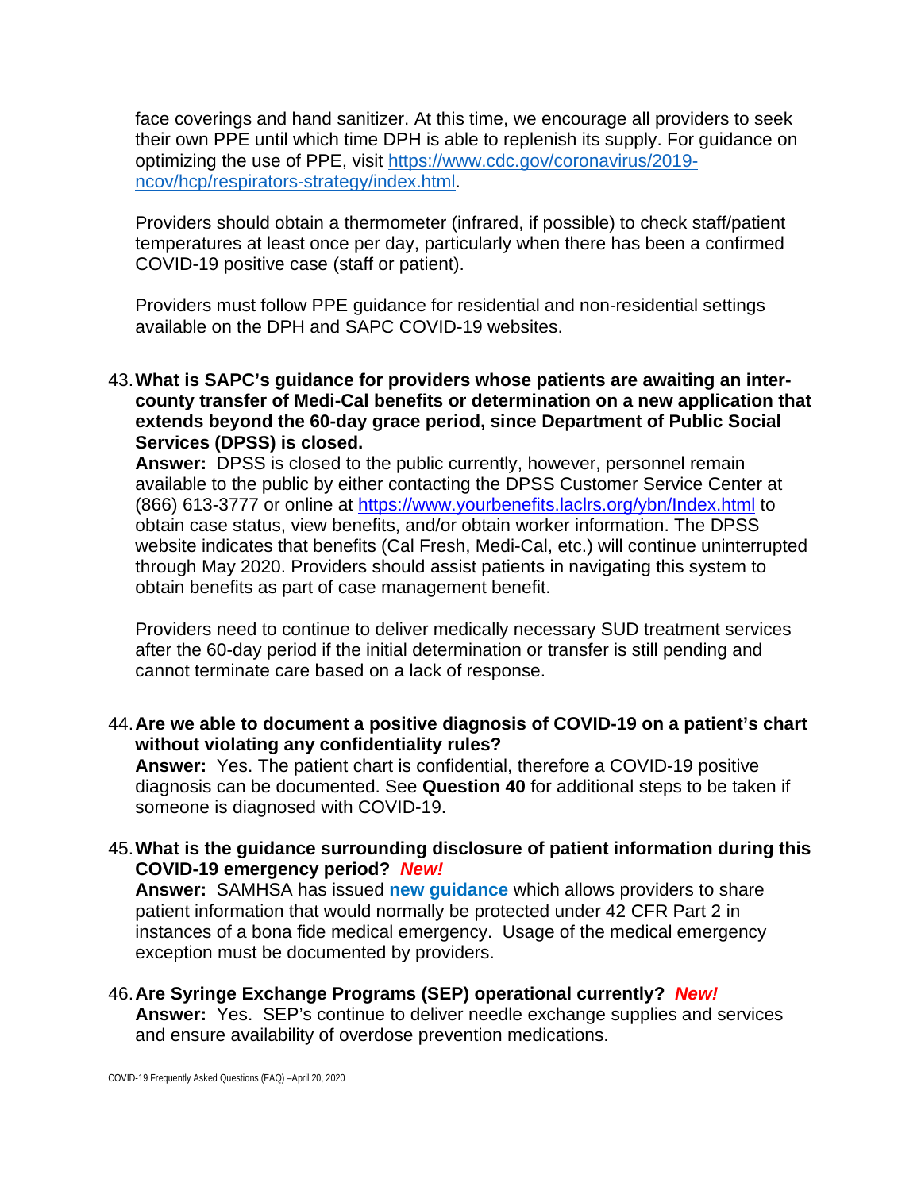face coverings and hand sanitizer. At this time, we encourage all providers to seek their own PPE until which time DPH is able to replenish its supply. For guidance on optimizing the use of PPE, visit [https://www.cdc.gov/coronavirus/2019-ncov/hcp/respirators-strategy/index.html](https://www.cdc.gov/coronavirus/2019-ncov/hcp/respirators-strategy/index.html).

Providers should obtain a thermometer (infrared, if possible) to check staff/patient temperatures at least once per day, particularly when there has been a confirmed COVID-19 positive case (staff or patient).

Providers must follow PPE guidance for residential and non-residential settings available on the DPH and SAPC COVID-19 websites.

43. **What is SAPC's guidance for providers whose patients are awaiting an inter-county transfer of Medi-Cal benefits or determination on a new application that extends beyond the 60-day grace period, since Department of Public Social Services (DPSS) is closed.**
    **Answer:** DPSS is closed to the public currently, however, personnel remain available to the public by either contacting the DPSS Customer Service Center at (866) 613-3777 or online at [https://www.yourbenefits.laclrs.org/ybn/Index.html](https://www.yourbenefits.laclrs.org/ybn/Index.html) to obtain case status, view benefits, and/or obtain worker information. The DPSS website indicates that benefits (Cal Fresh, Medi-Cal, etc.) will continue uninterrupted through May 2020. Providers should assist patients in navigating this system to obtain benefits as part of case management benefit.

    Providers need to continue to deliver medically necessary SUD treatment services after the 60-day period if the initial determination or transfer is still pending and cannot terminate care based on a lack of response.

44. **Are we able to document a positive diagnosis of COVID-19 on a patient's chart without violating any confidentiality rules?**
    **Answer:** Yes. The patient chart is confidential, therefore a COVID-19 positive diagnosis can be documented. See **Question 40** for additional steps to be taken if someone is diagnosed with COVID-19.

45. **What is the guidance surrounding disclosure of patient information during this COVID-19 emergency period?** ***New!***
    **Answer:** SAMHSA has issued **new guidance** which allows providers to share patient information that would normally be protected under 42 CFR Part 2 in instances of a bona fide medical emergency. Usage of the medical emergency exception must be documented by providers.

46. **Are Syringe Exchange Programs (SEP) operational currently?** ***New!***
    **Answer:** Yes. SEP's continue to deliver needle exchange supplies and services and ensure availability of overdose prevention medications.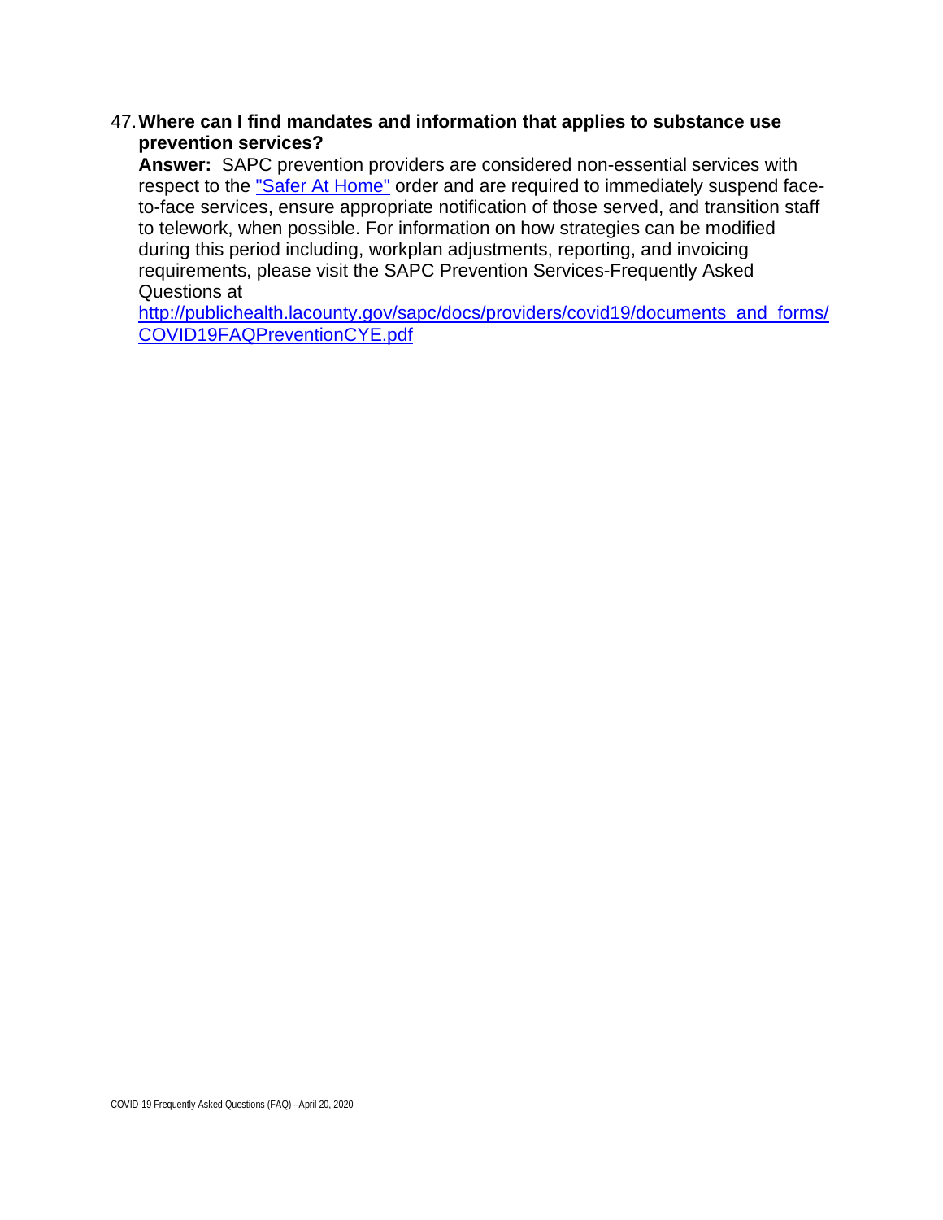47. **Where can I find mandates and information that applies to substance use prevention services?**

    **Answer:** SAPC prevention providers are considered non-essential services with respect to the "Safer At Home" order and are required to immediately suspend face-to-face services, ensure appropriate notification of those served, and transition staff to telework, when possible. For information on how strategies can be modified during this period including, workplan adjustments, reporting, and invoicing requirements, please visit the SAPC Prevention Services-Frequently Asked Questions at http://publichealth.lacounty.gov/sapc/docs/providers/covid19/documents_and_forms/COVID19FAQPreventionCYE.pdf